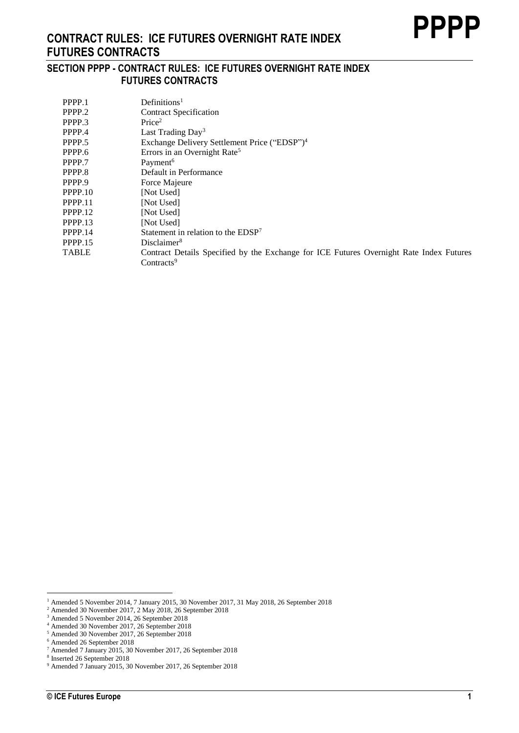# CONTRACT RULES: ICE FUTURES OVERNIGHT RATE INDEX FUTURES CONTRACTS

## SECTION PPPP - CONTRACT RULES: ICE FUTURES OVERNIGHT RATE INDEX FUTURES CONTRACTS

| | |
|---|---|
| PPPP.1 | Definitions[1] |
| PPPP.2 | Contract Specification |
| PPPP.3 | Price[2] |
| PPPP.4 | Last Trading Day[3] |
| PPPP.5 | Exchange Delivery Settlement Price ("EDSP")[4] |
| PPPP.6 | Errors in an Overnight Rate[5] |
| PPPP.7 | Payment[6] |
| PPPP.8 | Default in Performance |
| PPPP.9 | Force Majeure |
| PPPP.10 | [Not Used] |
| PPPP.11 | [Not Used] |
| PPPP.12 | [Not Used] |
| PPPP.13 | [Not Used] |
| PPPP.14 | Statement in relation to the EDSP[7] |
| PPPP.15 | Disclaimer[8] |
| TABLE | Contract Details Specified by the Exchange for ICE Futures Overnight Rate Index Futures Contracts[9] |

---

[1] Amended 5 November 2014, 7 January 2015, 30 November 2017, 31 May 2018, 26 September 2018

[2] Amended 30 November 2017, 2 May 2018, 26 September 2018

[3] Amended 5 November 2014, 26 September 2018

[4] Amended 30 November 2017, 26 September 2018

[5] Amended 30 November 2017, 26 September 2018

[6] Amended 26 September 2018

[7] Amended 7 January 2015, 30 November 2017, 26 September 2018

[8] Inserted 26 September 2018

[9] Amended 7 January 2015, 30 November 2017, 26 September 2018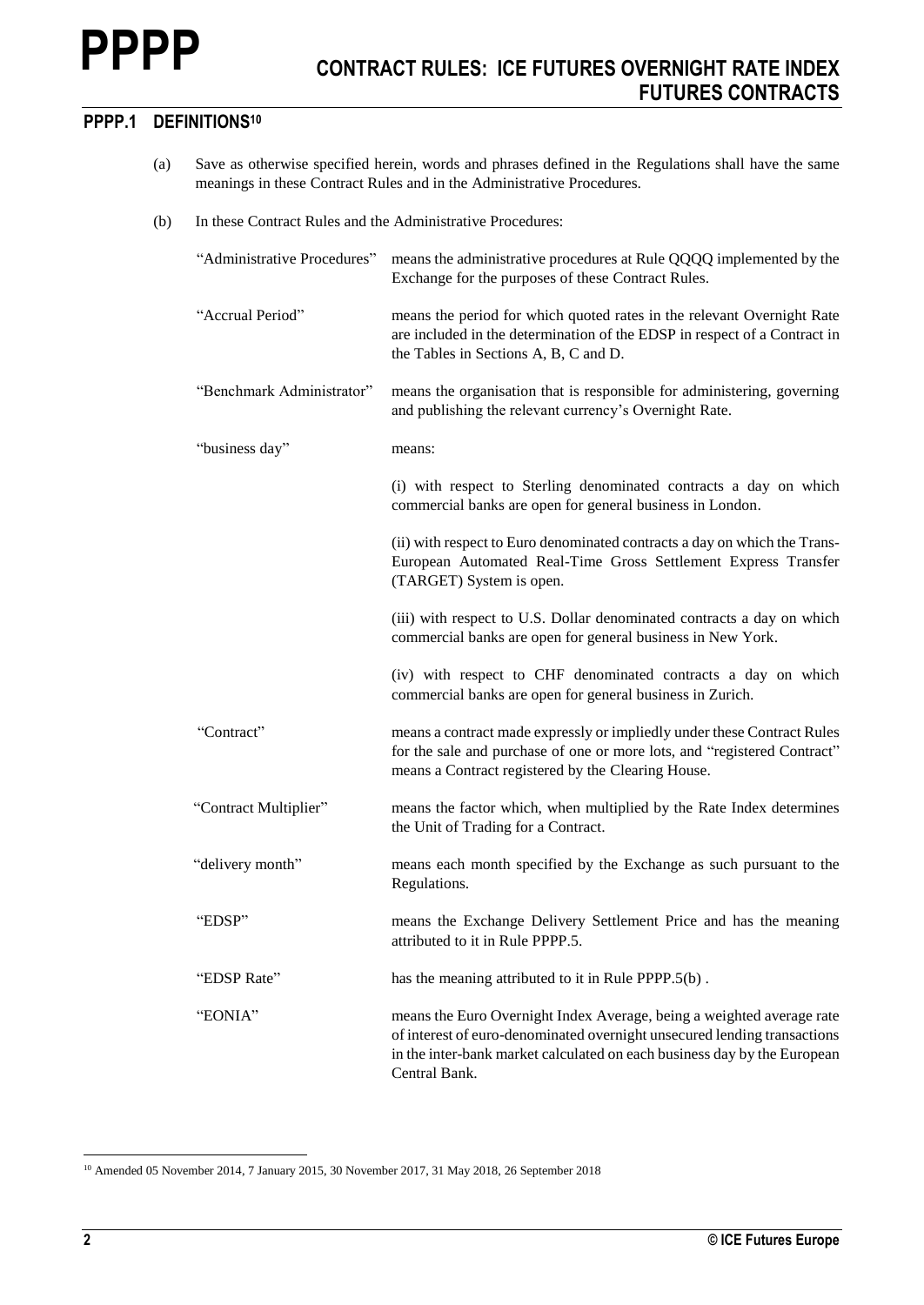# PPPP CONTRACT RULES: ICE FUTURES OVERNIGHT RATE INDEX FUTURES CONTRACTS

## PPPP.1 DEFINITIONS[10]

(a) Save as otherwise specified herein, words and phrases defined in the Regulations shall have the same meanings in these Contract Rules and in the Administrative Procedures.

(b) In these Contract Rules and the Administrative Procedures:

| | |
|---|---|
| "Administrative Procedures" | means the administrative procedures at Rule QQQQ implemented by the Exchange for the purposes of these Contract Rules. |
| "Accrual Period" | means the period for which quoted rates in the relevant Overnight Rate are included in the determination of the EDSP in respect of a Contract in the Tables in Sections A, B, C and D. |
| "Benchmark Administrator" | means the organisation that is responsible for administering, governing and publishing the relevant currency's Overnight Rate. |
| "business day" | means:<br><br>(i) with respect to Sterling denominated contracts a day on which commercial banks are open for general business in London.<br><br>(ii) with respect to Euro denominated contracts a day on which the Trans-European Automated Real-Time Gross Settlement Express Transfer (TARGET) System is open.<br><br>(iii) with respect to U.S. Dollar denominated contracts a day on which commercial banks are open for general business in New York.<br><br>(iv) with respect to CHF denominated contracts a day on which commercial banks are open for general business in Zurich. |
| "Contract" | means a contract made expressly or impliedly under these Contract Rules for the sale and purchase of one or more lots, and "registered Contract" means a Contract registered by the Clearing House. |
| "Contract Multiplier" | means the factor which, when multiplied by the Rate Index determines the Unit of Trading for a Contract. |
| "delivery month" | means each month specified by the Exchange as such pursuant to the Regulations. |
| "EDSP" | means the Exchange Delivery Settlement Price and has the meaning attributed to it in Rule PPPP.5. |
| "EDSP Rate" | has the meaning attributed to it in Rule PPPP.5(b) . |
| "EONIA" | means the Euro Overnight Index Average, being a weighted average rate of interest of euro-denominated overnight unsecured lending transactions in the inter-bank market calculated on each business day by the European Central Bank. |

[10] Amended 05 November 2014, 7 January 2015, 30 November 2017, 31 May 2018, 26 September 2018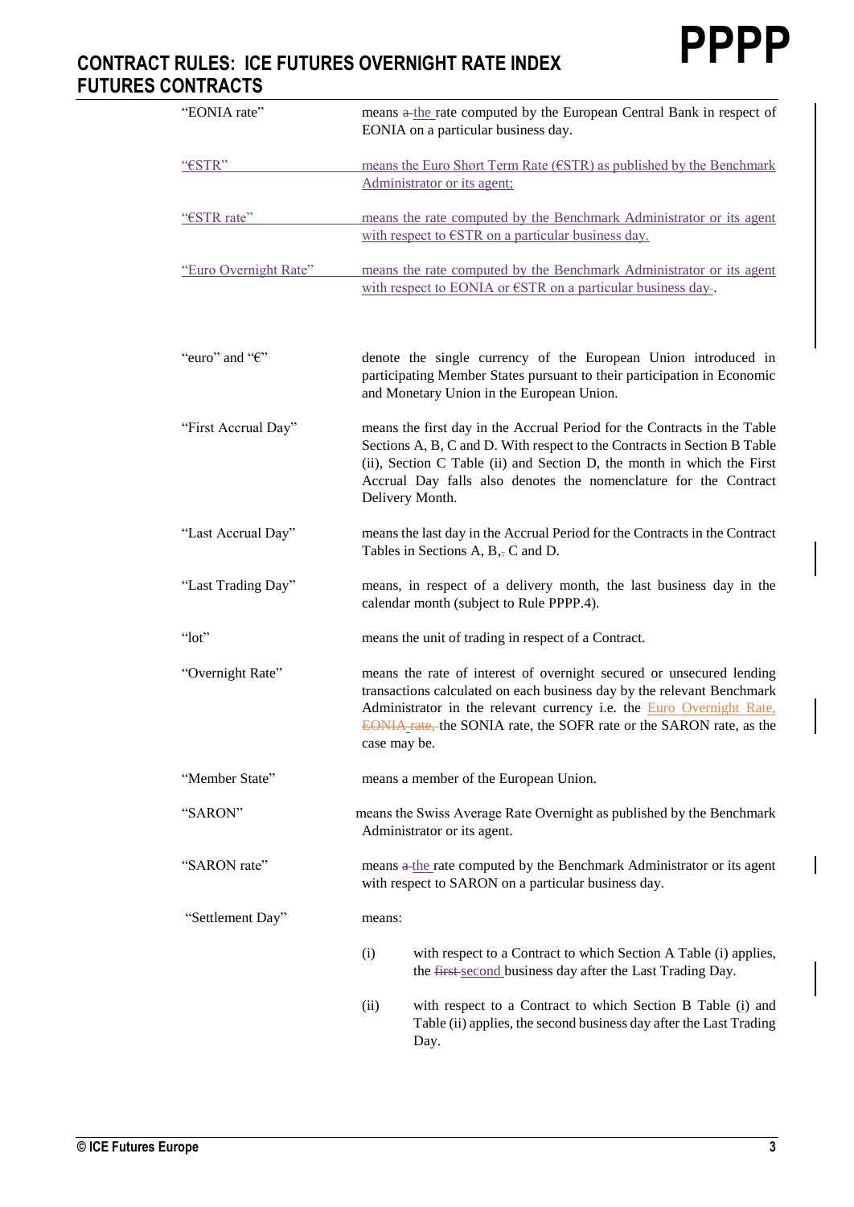| Term | Definition |
|---|---|
| "EONIA rate" | means ~~a~~ the rate computed by the European Central Bank in respect of EONIA on a particular business day. |
| "€STR" | means the Euro Short Term Rate (€STR) as published by the Benchmark Administrator or its agent; |
| "€STR rate" | means the rate computed by the Benchmark Administrator or its agent with respect to €STR on a particular business day. |
| "Euro Overnight Rate" | means the rate computed by the Benchmark Administrator or its agent with respect to EONIA or €STR on a particular business day. |
| "euro" and "€" | denote the single currency of the European Union introduced in participating Member States pursuant to their participation in Economic and Monetary Union in the European Union. |
| "First Accrual Day" | means the first day in the Accrual Period for the Contracts in the Table Sections A, B, C and D. With respect to the Contracts in Section B Table (ii), Section C Table (ii) and Section D, the month in which the First Accrual Day falls also denotes the nomenclature for the Contract Delivery Month. |
| "Last Accrual Day" | means the last day in the Accrual Period for the Contracts in the Contract Tables in Sections A, B, C and D. |
| "Last Trading Day" | means, in respect of a delivery month, the last business day in the calendar month (subject to Rule PPPP.4). |
| "lot" | means the unit of trading in respect of a Contract. |
| "Overnight Rate" | means the rate of interest of overnight secured or unsecured lending transactions calculated on each business day by the relevant Benchmark Administrator in the relevant currency i.e. the Euro Overnight Rate, ~~EONIA rate,~~ the SONIA rate, the SOFR rate or the SARON rate, as the case may be. |
| "Member State" | means a member of the European Union. |
| "SARON" | means the Swiss Average Rate Overnight as published by the Benchmark Administrator or its agent. |
| "SARON rate" | means ~~a~~ the rate computed by the Benchmark Administrator or its agent with respect to SARON on a particular business day. |
| "Settlement Day" | means:<br>(i) with respect to a Contract to which Section A Table (i) applies, the ~~first~~ second business day after the Last Trading Day.<br>(ii) with respect to a Contract to which Section B Table (i) and Table (ii) applies, the second business day after the Last Trading Day. |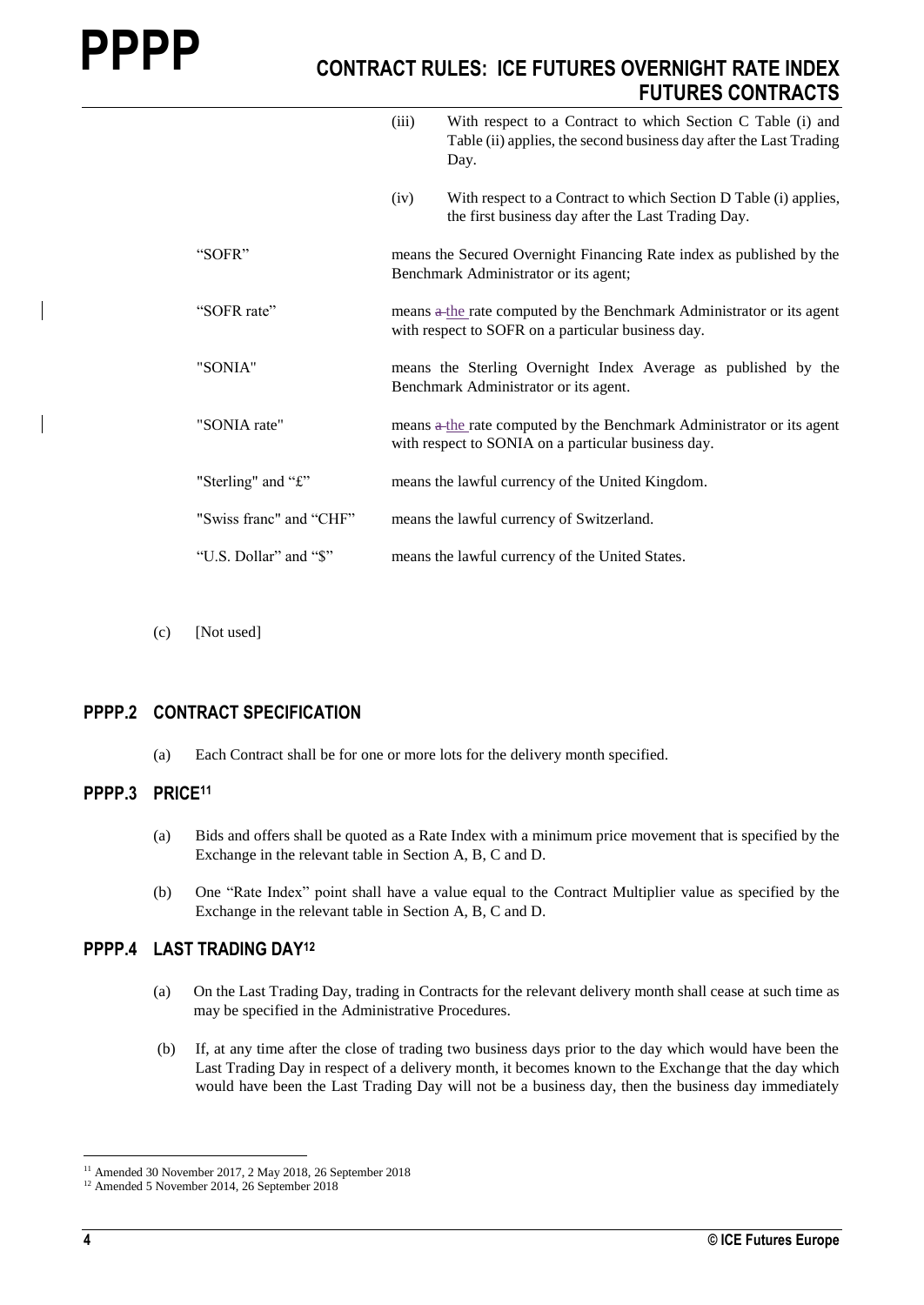(iii) With respect to a Contract to which Section C Table (i) and Table (ii) applies, the second business day after the Last Trading Day.

(iv) With respect to a Contract to which Section D Table (i) applies, the first business day after the Last Trading Day.

| | |
|---|---|
| "SOFR" | means the Secured Overnight Financing Rate index as published by the Benchmark Administrator or its agent; |
| "SOFR rate" | means a the rate computed by the Benchmark Administrator or its agent with respect to SOFR on a particular business day. |
| "SONIA" | means the Sterling Overnight Index Average as published by the Benchmark Administrator or its agent. |
| "SONIA rate" | means a the rate computed by the Benchmark Administrator or its agent with respect to SONIA on a particular business day. |
| "Sterling" and "£" | means the lawful currency of the United Kingdom. |
| "Swiss franc" and "CHF" | means the lawful currency of Switzerland. |
| "U.S. Dollar" and "$" | means the lawful currency of the United States. |

(c) [Not used]

## PPPP.2 CONTRACT SPECIFICATION

(a) Each Contract shall be for one or more lots for the delivery month specified.

## PPPP.3 PRICE[11]

(a) Bids and offers shall be quoted as a Rate Index with a minimum price movement that is specified by the Exchange in the relevant table in Section A, B, C and D.

(b) One "Rate Index" point shall have a value equal to the Contract Multiplier value as specified by the Exchange in the relevant table in Section A, B, C and D.

## PPPP.4 LAST TRADING DAY[12]

(a) On the Last Trading Day, trading in Contracts for the relevant delivery month shall cease at such time as may be specified in the Administrative Procedures.

(b) If, at any time after the close of trading two business days prior to the day which would have been the Last Trading Day in respect of a delivery month, it becomes known to the Exchange that the day which would have been the Last Trading Day will not be a business day, then the business day immediately

[11] Amended 30 November 2017, 2 May 2018, 26 September 2018

[12] Amended 5 November 2014, 26 September 2018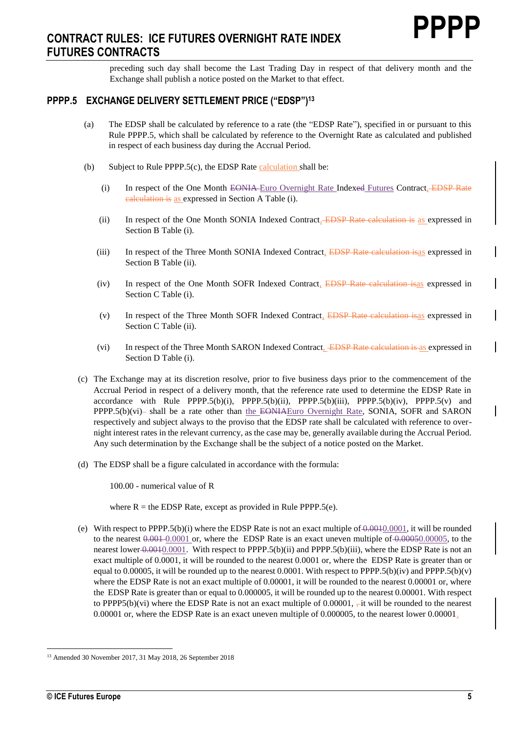preceding such day shall become the Last Trading Day in respect of that delivery month and the Exchange shall publish a notice posted on the Market to that effect.

## PPPP.5 EXCHANGE DELIVERY SETTLEMENT PRICE ("EDSP")[13]

(a) The EDSP shall be calculated by reference to a rate (the "EDSP Rate"), specified in or pursuant to this Rule PPPP.5, which shall be calculated by reference to the Overnight Rate as calculated and published in respect of each business day during the Accrual Period.

(b) Subject to Rule PPPP.5(c), the EDSP Rate calculation shall be:

(i) In respect of the One Month ~~EONIA~~ Euro Overnight Rate Index~~ed~~ Futures Contract, ~~EDSP Rate calculation is~~ as expressed in Section A Table (i).

(ii) In respect of the One Month SONIA Indexed Contract, ~~EDSP Rate calculation is~~ as expressed in Section B Table (i).

(iii) In respect of the Three Month SONIA Indexed Contract, ~~EDSP Rate calculation is~~as expressed in Section B Table (ii).

(iv) In respect of the One Month SOFR Indexed Contract, ~~EDSP Rate calculation is~~as expressed in Section C Table (i).

(v) In respect of the Three Month SOFR Indexed Contract, ~~EDSP Rate calculation is~~as expressed in Section C Table (ii).

(vi) In respect of the Three Month SARON Indexed Contract, ~~EDSP Rate calculation is~~ as expressed in Section D Table (i).

(c) The Exchange may at its discretion resolve, prior to five business days prior to the commencement of the Accrual Period in respect of a delivery month, that the reference rate used to determine the EDSP Rate in accordance with Rule PPPP.5(b)(i), PPPP.5(b)(ii), PPPP.5(b)(iii), PPPP.5(b)(iv), PPPP.5(v) and PPPP.5(b)(vi)~~-~~ shall be a rate other than the ~~EONIA~~Euro Overnight Rate, SONIA, SOFR and SARON respectively and subject always to the proviso that the EDSP rate shall be calculated with reference to over-night interest rates in the relevant currency, as the case may be, generally available during the Accrual Period. Any such determination by the Exchange shall be the subject of a notice posted on the Market.

(d) The EDSP shall be a figure calculated in accordance with the formula:

100.00 - numerical value of R

where R = the EDSP Rate, except as provided in Rule PPPP.5(e).

(e) With respect to PPPP.5(b)(i) where the EDSP Rate is not an exact multiple of ~~0.001~~0.0001, it will be rounded to the nearest ~~0.001~~ 0.0001 or, where the EDSP Rate is an exact uneven multiple of ~~0.0005~~0.00005, to the nearest lower ~~0.001~~0.0001. With respect to PPPP.5(b)(ii) and PPPP.5(b)(iii), where the EDSP Rate is not an exact multiple of 0.0001, it will be rounded to the nearest 0.0001 or, where the EDSP Rate is greater than or equal to 0.00005, it will be rounded up to the nearest 0.0001. With respect to PPPP.5(b)(iv) and PPPP.5(b)(v) where the EDSP Rate is not an exact multiple of 0.00001, it will be rounded to the nearest 0.00001 or, where the EDSP Rate is greater than or equal to 0.000005, it will be rounded up to the nearest 0.00001. With respect to PPPP5(b)(vi) where the EDSP Rate is not an exact multiple of 0.00001, ~~,~~ it will be rounded to the nearest 0.00001 or, where the EDSP Rate is an exact uneven multiple of 0.000005, to the nearest lower 0.00001.

---

[13] Amended 30 November 2017, 31 May 2018, 26 September 2018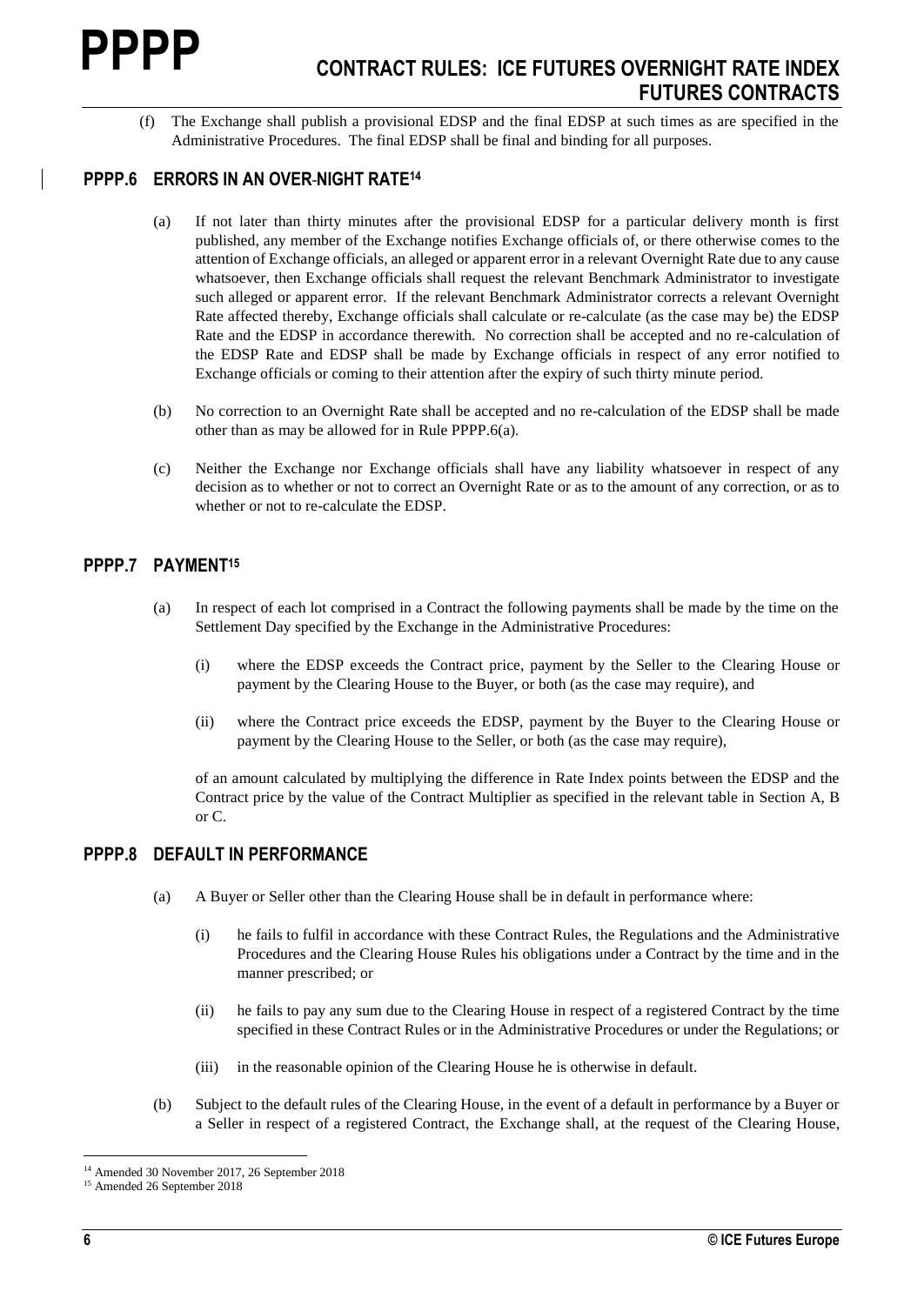(f) The Exchange shall publish a provisional EDSP and the final EDSP at such times as are specified in the Administrative Procedures. The final EDSP shall be final and binding for all purposes.

## PPPP.6 ERRORS IN AN OVER-NIGHT RATE[14]

(a) If not later than thirty minutes after the provisional EDSP for a particular delivery month is first published, any member of the Exchange notifies Exchange officials of, or there otherwise comes to the attention of Exchange officials, an alleged or apparent error in a relevant Overnight Rate due to any cause whatsoever, then Exchange officials shall request the relevant Benchmark Administrator to investigate such alleged or apparent error. If the relevant Benchmark Administrator corrects a relevant Overnight Rate affected thereby, Exchange officials shall calculate or re-calculate (as the case may be) the EDSP Rate and the EDSP in accordance therewith. No correction shall be accepted and no re-calculation of the EDSP Rate and EDSP shall be made by Exchange officials in respect of any error notified to Exchange officials or coming to their attention after the expiry of such thirty minute period.

(b) No correction to an Overnight Rate shall be accepted and no re-calculation of the EDSP shall be made other than as may be allowed for in Rule PPPP.6(a).

(c) Neither the Exchange nor Exchange officials shall have any liability whatsoever in respect of any decision as to whether or not to correct an Overnight Rate or as to the amount of any correction, or as to whether or not to re-calculate the EDSP.

## PPPP.7 PAYMENT[15]

(a) In respect of each lot comprised in a Contract the following payments shall be made by the time on the Settlement Day specified by the Exchange in the Administrative Procedures:

(i) where the EDSP exceeds the Contract price, payment by the Seller to the Clearing House or payment by the Clearing House to the Buyer, or both (as the case may require), and

(ii) where the Contract price exceeds the EDSP, payment by the Buyer to the Clearing House or payment by the Clearing House to the Seller, or both (as the case may require),

of an amount calculated by multiplying the difference in Rate Index points between the EDSP and the Contract price by the value of the Contract Multiplier as specified in the relevant table in Section A, B or C.

## PPPP.8 DEFAULT IN PERFORMANCE

(a) A Buyer or Seller other than the Clearing House shall be in default in performance where:

(i) he fails to fulfil in accordance with these Contract Rules, the Regulations and the Administrative Procedures and the Clearing House Rules his obligations under a Contract by the time and in the manner prescribed; or

(ii) he fails to pay any sum due to the Clearing House in respect of a registered Contract by the time specified in these Contract Rules or in the Administrative Procedures or under the Regulations; or

(iii) in the reasonable opinion of the Clearing House he is otherwise in default.

(b) Subject to the default rules of the Clearing House, in the event of a default in performance by a Buyer or a Seller in respect of a registered Contract, the Exchange shall, at the request of the Clearing House,

[14] Amended 30 November 2017, 26 September 2018

[15] Amended 26 September 2018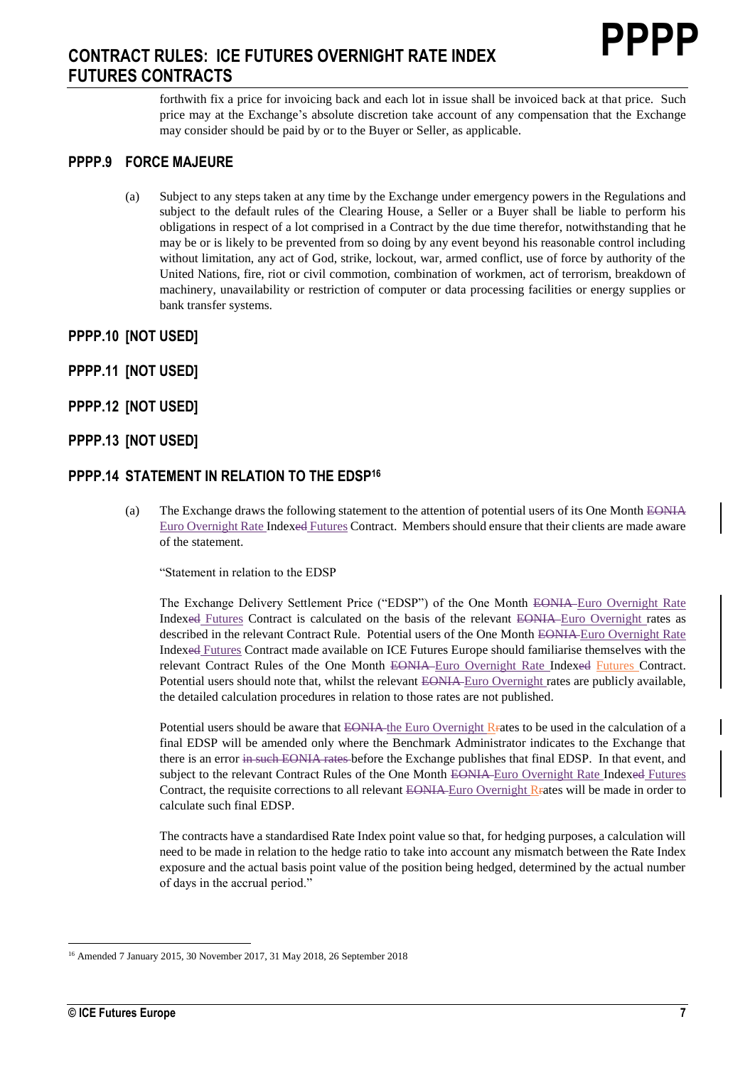forthwith fix a price for invoicing back and each lot in issue shall be invoiced back at that price. Such price may at the Exchange's absolute discretion take account of any compensation that the Exchange may consider should be paid by or to the Buyer or Seller, as applicable.

## PPPP.9 FORCE MAJEURE

(a) Subject to any steps taken at any time by the Exchange under emergency powers in the Regulations and subject to the default rules of the Clearing House, a Seller or a Buyer shall be liable to perform his obligations in respect of a lot comprised in a Contract by the due time therefor, notwithstanding that he may be or is likely to be prevented from so doing by any event beyond his reasonable control including without limitation, any act of God, strike, lockout, war, armed conflict, use of force by authority of the United Nations, fire, riot or civil commotion, combination of workmen, act of terrorism, breakdown of machinery, unavailability or restriction of computer or data processing facilities or energy supplies or bank transfer systems.

## PPPP.10 [NOT USED]

## PPPP.11 [NOT USED]

## PPPP.12 [NOT USED]

## PPPP.13 [NOT USED]

## PPPP.14 STATEMENT IN RELATION TO THE EDSP[16]

(a) The Exchange draws the following statement to the attention of potential users of its One Month ~~EONIA~~ Euro Overnight Rate Index~~ed~~ Futures Contract. Members should ensure that their clients are made aware of the statement.

"Statement in relation to the EDSP

The Exchange Delivery Settlement Price ("EDSP") of the One Month ~~EONIA~~ Euro Overnight Rate Index~~ed~~ Futures Contract is calculated on the basis of the relevant ~~EONIA~~ Euro Overnight rates as described in the relevant Contract Rule. Potential users of the One Month ~~EONIA~~ Euro Overnight Rate Index~~ed~~ Futures Contract made available on ICE Futures Europe should familiarise themselves with the relevant Contract Rules of the One Month ~~EONIA~~ Euro Overnight Rate Index~~ed~~ Futures Contract. Potential users should note that, whilst the relevant ~~EONIA~~ Euro Overnight rates are publicly available, the detailed calculation procedures in relation to those rates are not published.

Potential users should be aware that ~~EONIA~~ the Euro Overnight R~~r~~ates to be used in the calculation of a final EDSP will be amended only where the Benchmark Administrator indicates to the Exchange that there is an error ~~in such EONIA rates~~ before the Exchange publishes that final EDSP. In that event, and subject to the relevant Contract Rules of the One Month ~~EONIA~~ Euro Overnight Rate Index~~ed~~ Futures Contract, the requisite corrections to all relevant ~~EONIA~~ Euro Overnight R~~r~~ates will be made in order to calculate such final EDSP.

The contracts have a standardised Rate Index point value so that, for hedging purposes, a calculation will need to be made in relation to the hedge ratio to take into account any mismatch between the Rate Index exposure and the actual basis point value of the position being hedged, determined by the actual number of days in the accrual period."

---

[16] Amended 7 January 2015, 30 November 2017, 31 May 2018, 26 September 2018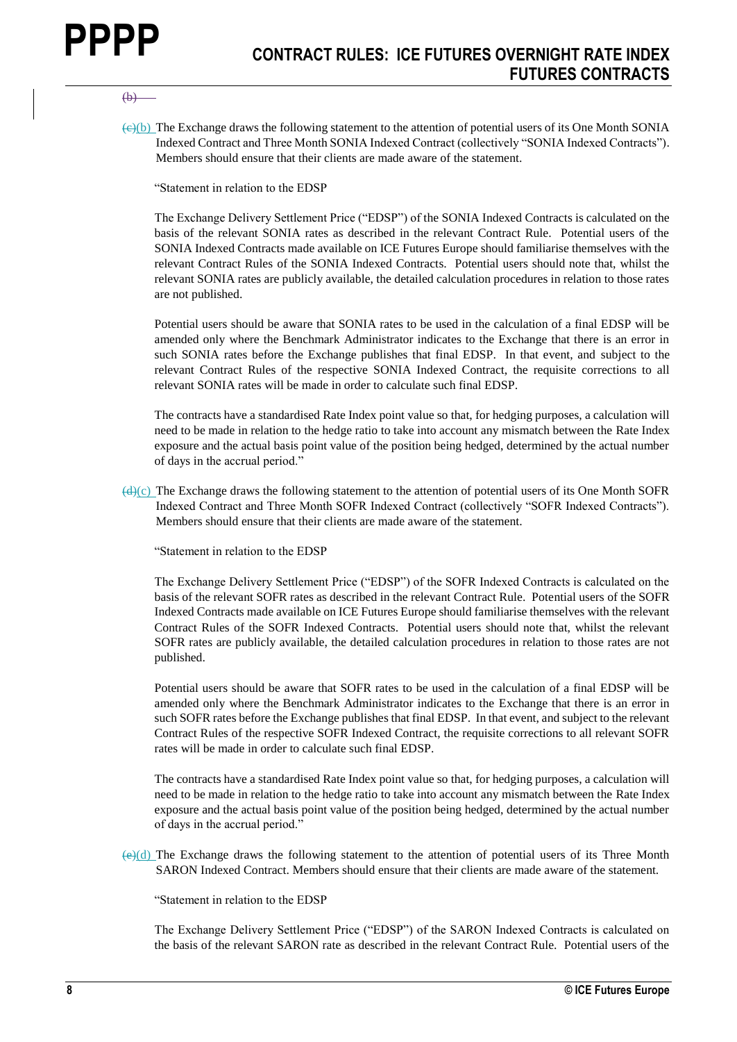~~(b)~~

~~(c)~~(b) The Exchange draws the following statement to the attention of potential users of its One Month SONIA Indexed Contract and Three Month SONIA Indexed Contract (collectively "SONIA Indexed Contracts"). Members should ensure that their clients are made aware of the statement.

"Statement in relation to the EDSP

The Exchange Delivery Settlement Price ("EDSP") of the SONIA Indexed Contracts is calculated on the basis of the relevant SONIA rates as described in the relevant Contract Rule. Potential users of the SONIA Indexed Contracts made available on ICE Futures Europe should familiarise themselves with the relevant Contract Rules of the SONIA Indexed Contracts. Potential users should note that, whilst the relevant SONIA rates are publicly available, the detailed calculation procedures in relation to those rates are not published.

Potential users should be aware that SONIA rates to be used in the calculation of a final EDSP will be amended only where the Benchmark Administrator indicates to the Exchange that there is an error in such SONIA rates before the Exchange publishes that final EDSP. In that event, and subject to the relevant Contract Rules of the respective SONIA Indexed Contract, the requisite corrections to all relevant SONIA rates will be made in order to calculate such final EDSP.

The contracts have a standardised Rate Index point value so that, for hedging purposes, a calculation will need to be made in relation to the hedge ratio to take into account any mismatch between the Rate Index exposure and the actual basis point value of the position being hedged, determined by the actual number of days in the accrual period."

~~(d)~~(c) The Exchange draws the following statement to the attention of potential users of its One Month SOFR Indexed Contract and Three Month SOFR Indexed Contract (collectively "SOFR Indexed Contracts"). Members should ensure that their clients are made aware of the statement.

"Statement in relation to the EDSP

The Exchange Delivery Settlement Price ("EDSP") of the SOFR Indexed Contracts is calculated on the basis of the relevant SOFR rates as described in the relevant Contract Rule. Potential users of the SOFR Indexed Contracts made available on ICE Futures Europe should familiarise themselves with the relevant Contract Rules of the SOFR Indexed Contracts. Potential users should note that, whilst the relevant SOFR rates are publicly available, the detailed calculation procedures in relation to those rates are not published.

Potential users should be aware that SOFR rates to be used in the calculation of a final EDSP will be amended only where the Benchmark Administrator indicates to the Exchange that there is an error in such SOFR rates before the Exchange publishes that final EDSP. In that event, and subject to the relevant Contract Rules of the respective SOFR Indexed Contract, the requisite corrections to all relevant SOFR rates will be made in order to calculate such final EDSP.

The contracts have a standardised Rate Index point value so that, for hedging purposes, a calculation will need to be made in relation to the hedge ratio to take into account any mismatch between the Rate Index exposure and the actual basis point value of the position being hedged, determined by the actual number of days in the accrual period."

~~(e)~~(d) The Exchange draws the following statement to the attention of potential users of its Three Month SARON Indexed Contract. Members should ensure that their clients are made aware of the statement.

"Statement in relation to the EDSP

The Exchange Delivery Settlement Price ("EDSP") of the SARON Indexed Contracts is calculated on the basis of the relevant SARON rate as described in the relevant Contract Rule. Potential users of the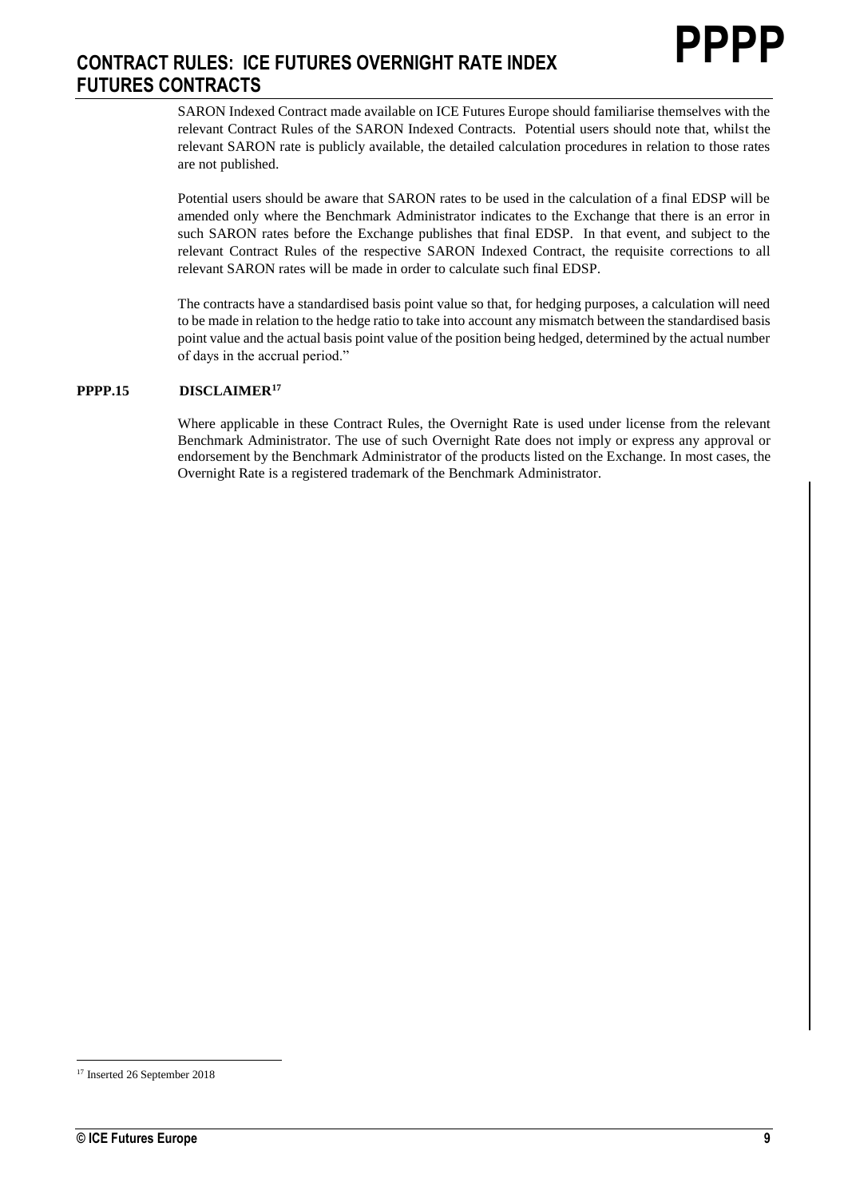SARON Indexed Contract made available on ICE Futures Europe should familiarise themselves with the relevant Contract Rules of the SARON Indexed Contracts. Potential users should note that, whilst the relevant SARON rate is publicly available, the detailed calculation procedures in relation to those rates are not published.

Potential users should be aware that SARON rates to be used in the calculation of a final EDSP will be amended only where the Benchmark Administrator indicates to the Exchange that there is an error in such SARON rates before the Exchange publishes that final EDSP. In that event, and subject to the relevant Contract Rules of the respective SARON Indexed Contract, the requisite corrections to all relevant SARON rates will be made in order to calculate such final EDSP.

The contracts have a standardised basis point value so that, for hedging purposes, a calculation will need to be made in relation to the hedge ratio to take into account any mismatch between the standardised basis point value and the actual basis point value of the position being hedged, determined by the actual number of days in the accrual period."

**PPPP.15 DISCLAIMER[17]**

Where applicable in these Contract Rules, the Overnight Rate is used under license from the relevant Benchmark Administrator. The use of such Overnight Rate does not imply or express any approval or endorsement by the Benchmark Administrator of the products listed on the Exchange. In most cases, the Overnight Rate is a registered trademark of the Benchmark Administrator.

[17] Inserted 26 September 2018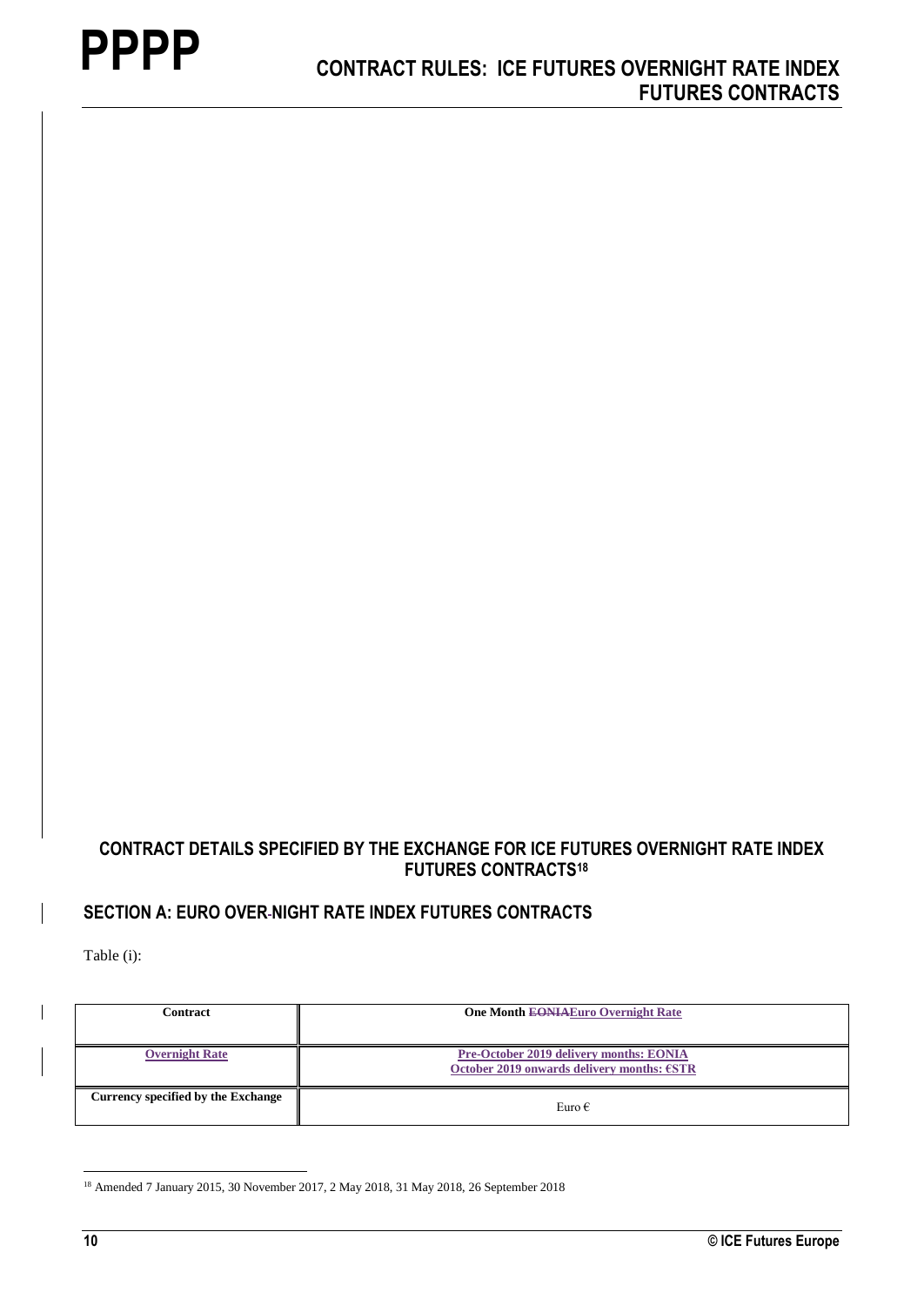## CONTRACT DETAILS SPECIFIED BY THE EXCHANGE FOR ICE FUTURES OVERNIGHT RATE INDEX FUTURES CONTRACTS[18]

## SECTION A: EURO OVER-NIGHT RATE INDEX FUTURES CONTRACTS

Table (i):

| Contract | One Month ~~EONIA~~Euro Overnight Rate |
|---|---|
| Overnight Rate | Pre-October 2019 delivery months: EONIA<br>October 2019 onwards delivery months: €STR |
| Currency specified by the Exchange | Euro € |

[18] Amended 7 January 2015, 30 November 2017, 2 May 2018, 31 May 2018, 26 September 2018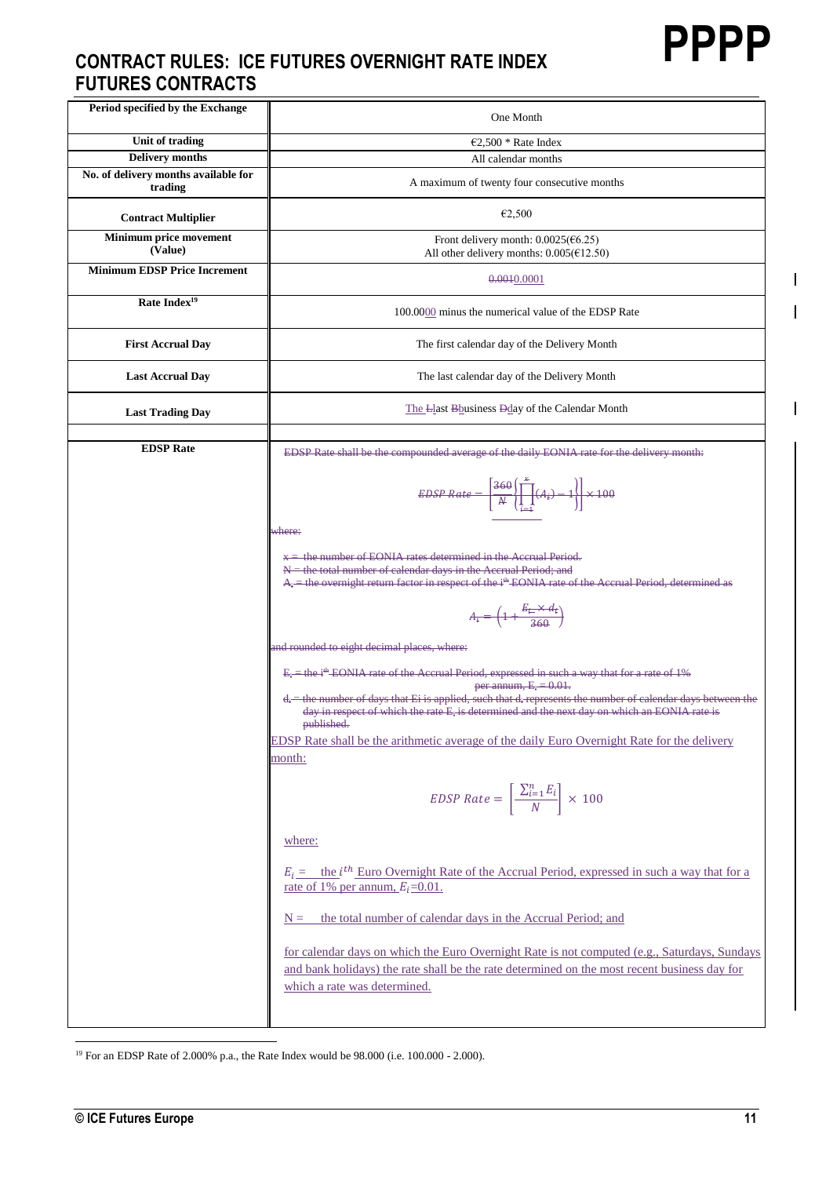# CONTRACT RULES: ICE FUTURES OVERNIGHT RATE INDEX FUTURES CONTRACTS

| Period specified by the Exchange | One Month |
|---|---|
| Unit of trading | €2,500 * Rate Index |
| Delivery months | All calendar months |
| No. of delivery months available for trading | A maximum of twenty four consecutive months |
| Contract Multiplier | €2,500 |
| Minimum price movement (Value) | Front delivery month: 0.0025(€6.25)<br>All other delivery months: 0.005(€12.50) |
| Minimum EDSP Price Increment | ~~0.001~~0.0001 |
| Rate Index[19] | 100.0000 minus the numerical value of the EDSP Rate |
| First Accrual Day | The first calendar day of the Delivery Month |
| Last Accrual Day | The last calendar day of the Delivery Month |
| Last Trading Day | The ~~L~~last ~~B~~business ~~D~~day of the Calendar Month |
| | |
| EDSP Rate | ~~EDSP Rate shall be the compounded average of the daily EONIA rate for the delivery month:~~<br>~~$EDSP\ Rate = \left[\frac{360}{N}\left\{\prod_{i=1}^{x}(A_i) - 1\right\}\right] \times 100$~~<br>~~where:~~<br>~~x = the number of EONIA rates determined in the Accrual Period.~~<br>~~N = the total number of calendar days in the Accrual Period; and~~<br>~~$A_i$ = the overnight return factor in respect of the i^th EONIA rate of the Accrual Period, determined as~~<br>~~$A_i = \left(1 + \frac{E_i \times d_i}{360}\right)$~~<br>~~and rounded to eight decimal places, where:~~<br>~~$E_i$ = the i^th EONIA rate of the Accrual Period, expressed in such a way that for a rate of 1% per annum, $E_i$ = 0.01.~~<br>~~$d_i$ = the number of days that Ei is applied, such that $d_i$ represents the number of calendar days between the day in respect of which the rate $E_i$ is determined and the next day on which an EONIA rate is published.~~<br>EDSP Rate shall be the arithmetic average of the daily Euro Overnight Rate for the delivery month:<br>$EDSP\ Rate = \left[\frac{\sum_{i=1}^{n} E_i}{N}\right] \times 100$<br>where:<br>$E_i$ = the $i^{th}$ Euro Overnight Rate of the Accrual Period, expressed in such a way that for a rate of 1% per annum, $E_i$=0.01.<br>N = the total number of calendar days in the Accrual Period; and<br>for calendar days on which the Euro Overnight Rate is not computed (e.g., Saturdays, Sundays and bank holidays) the rate shall be the rate determined on the most recent business day for which a rate was determined. |

[19] For an EDSP Rate of 2.000% p.a., the Rate Index would be 98.000 (i.e. 100.000 - 2.000).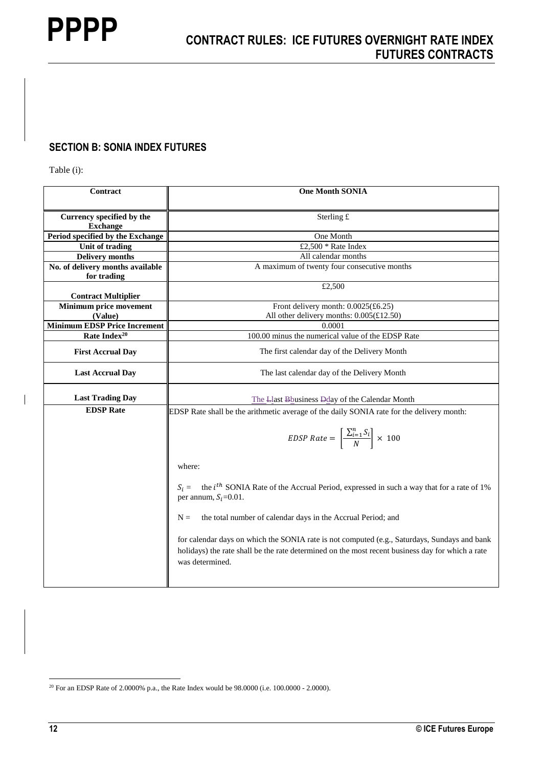## SECTION B: SONIA INDEX FUTURES

Table (i):

| Contract | One Month SONIA |
|---|---|
| Currency specified by the Exchange | Sterling £ |
| Period specified by the Exchange | One Month |
| Unit of trading | £2,500 * Rate Index |
| Delivery months | All calendar months |
| No. of delivery months available for trading | A maximum of twenty four consecutive months |
| Contract Multiplier | £2,500 |
| Minimum price movement (Value) | Front delivery month: 0.0025(£6.25)<br>All other delivery months: 0.005(£12.50) |
| Minimum EDSP Price Increment | 0.0001 |
| Rate Index[20] | 100.00 minus the numerical value of the EDSP Rate |
| First Accrual Day | The first calendar day of the Delivery Month |
| Last Accrual Day | The last calendar day of the Delivery Month |
| Last Trading Day | The ~~L~~last ~~B~~business ~~D~~day of the Calendar Month |
| EDSP Rate | EDSP Rate shall be the arithmetic average of the daily SONIA rate for the delivery month:<br><br>$$EDSP\ Rate = \left[\frac{\sum_{i=1}^{n} S_i}{N}\right] \times 100$$<br><br>where:<br><br>$S_i$ = the $i^{th}$ SONIA Rate of the Accrual Period, expressed in such a way that for a rate of 1% per annum, $S_i$=0.01.<br><br>N = the total number of calendar days in the Accrual Period; and<br><br>for calendar days on which the SONIA rate is not computed (e.g., Saturdays, Sundays and bank holidays) the rate shall be the rate determined on the most recent business day for which a rate was determined. |

[20] For an EDSP Rate of 2.0000% p.a., the Rate Index would be 98.0000 (i.e. 100.0000 - 2.0000).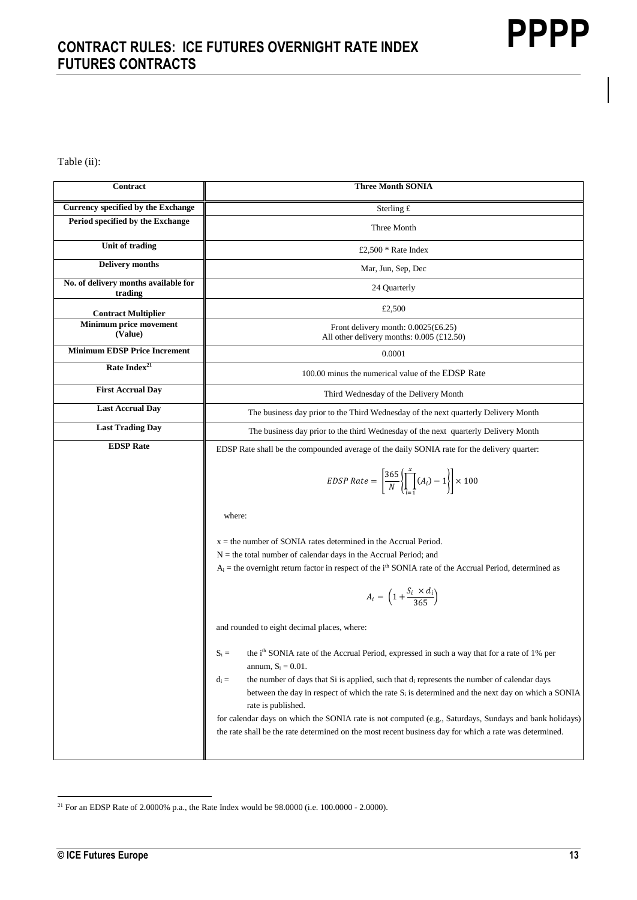Table (ii):

| Contract | Three Month SONIA |
|---|---|
| **Currency specified by the Exchange** | Sterling £ |
| **Period specified by the Exchange** | Three Month |
| **Unit of trading** | £2,500 * Rate Index |
| **Delivery months** | Mar, Jun, Sep, Dec |
| **No. of delivery months available for trading** | 24 Quarterly |
| **Contract Multiplier** | £2,500 |
| **Minimum price movement (Value)** | Front delivery month: 0.0025(£6.25)<br>All other delivery months: 0.005 (£12.50) |
| **Minimum EDSP Price Increment** | 0.0001 |
| **Rate Index**[21] | 100.00 minus the numerical value of the EDSP Rate |
| **First Accrual Day** | Third Wednesday of the Delivery Month |
| **Last Accrual Day** | The business day prior to the Third Wednesday of the next quarterly Delivery Month |
| **Last Trading Day** | The business day prior to the third Wednesday of the next quarterly Delivery Month |
| **EDSP Rate** | EDSP Rate shall be the compounded average of the daily SONIA rate for the delivery quarter:<br><br>$$EDSP\ Rate = \left[\frac{365}{N}\left\{\prod_{i=1}^{x}(A_i) - 1\right\}\right] \times 100$$<br><br>where:<br><br>$x$ = the number of SONIA rates determined in the Accrual Period.<br>$N$ = the total number of calendar days in the Accrual Period; and<br>$A_i$ = the overnight return factor in respect of the $i^{th}$ SONIA rate of the Accrual Period, determined as<br><br>$$A_i = \left(1 + \frac{S_i \times d_i}{365}\right)$$<br><br>and rounded to eight decimal places, where:<br><br>$S_i$ = the $i^{th}$ SONIA rate of the Accrual Period, expressed in such a way that for a rate of 1% per annum, $S_i = 0.01$.<br>$d_i$ = the number of days that Si is applied, such that $d_i$ represents the number of calendar days between the day in respect of which the rate $S_i$ is determined and the next day on which a SONIA rate is published.<br>for calendar days on which the SONIA rate is not computed (e.g., Saturdays, Sundays and bank holidays) the rate shall be the rate determined on the most recent business day for which a rate was determined. |

[21] For an EDSP Rate of 2.0000% p.a., the Rate Index would be 98.0000 (i.e. 100.0000 - 2.0000).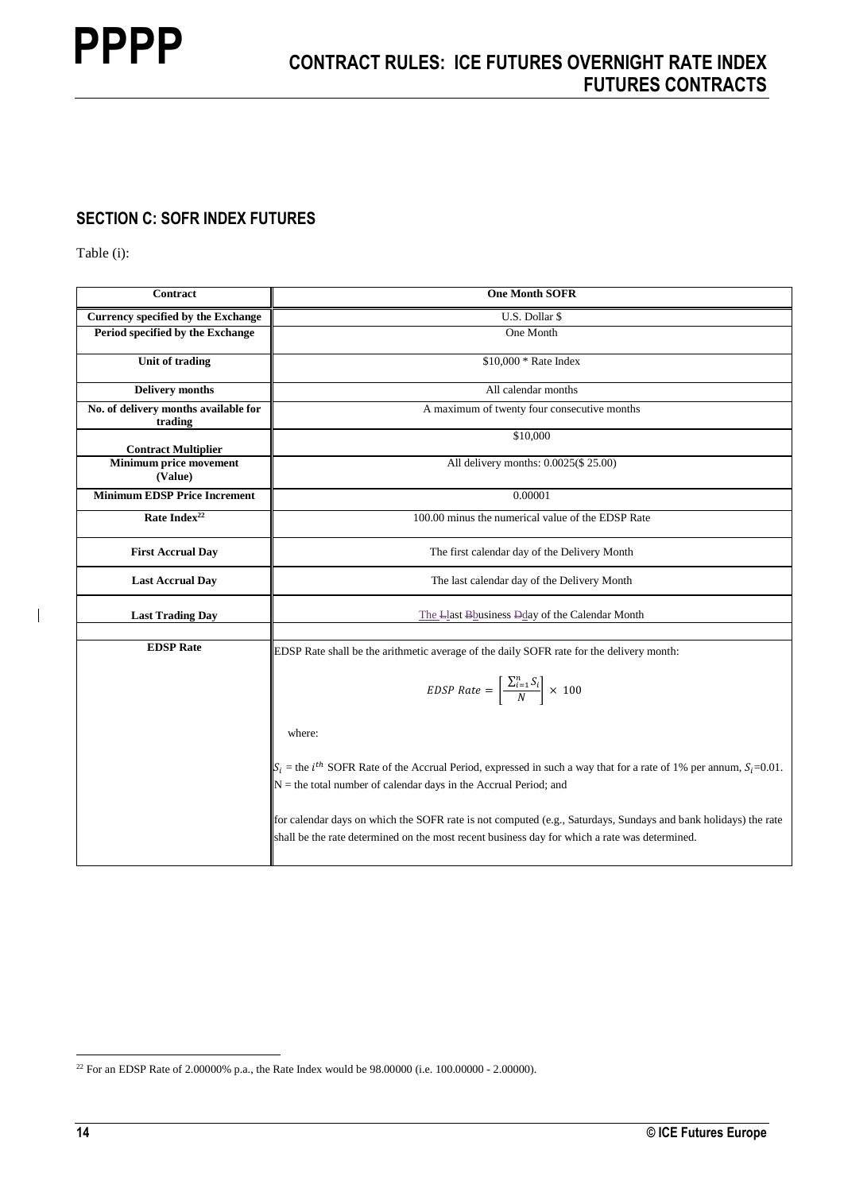## SECTION C: SOFR INDEX FUTURES

Table (i):

| Contract | One Month SOFR |
|---|---|
| Currency specified by the Exchange | U.S. Dollar $ |
| Period specified by the Exchange | One Month |
| Unit of trading | $10,000 * Rate Index |
| Delivery months | All calendar months |
| No. of delivery months available for trading | A maximum of twenty four consecutive months |
| Contract Multiplier | $10,000 |
| Minimum price movement (Value) | All delivery months: 0.0025($ 25.00) |
| Minimum EDSP Price Increment | 0.00001 |
| Rate Index[22] | 100.00 minus the numerical value of the EDSP Rate |
| First Accrual Day | The first calendar day of the Delivery Month |
| Last Accrual Day | The last calendar day of the Delivery Month |
| Last Trading Day | The Llast Bbusiness Dday of the Calendar Month |
| | |
| EDSP Rate | EDSP Rate shall be the arithmetic average of the daily SOFR rate for the delivery month: $$EDSP\ Rate = \left[\frac{\sum_{i=1}^{n} S_i}{N}\right] \times 100$$ where: $S_i$ = the $i^{th}$ SOFR Rate of the Accrual Period, expressed in such a way that for a rate of 1% per annum, $S_i$=0.01. N = the total number of calendar days in the Accrual Period; and for calendar days on which the SOFR rate is not computed (e.g., Saturdays, Sundays and bank holidays) the rate shall be the rate determined on the most recent business day for which a rate was determined. |

[22] For an EDSP Rate of 2.00000% p.a., the Rate Index would be 98.00000 (i.e. 100.00000 - 2.00000).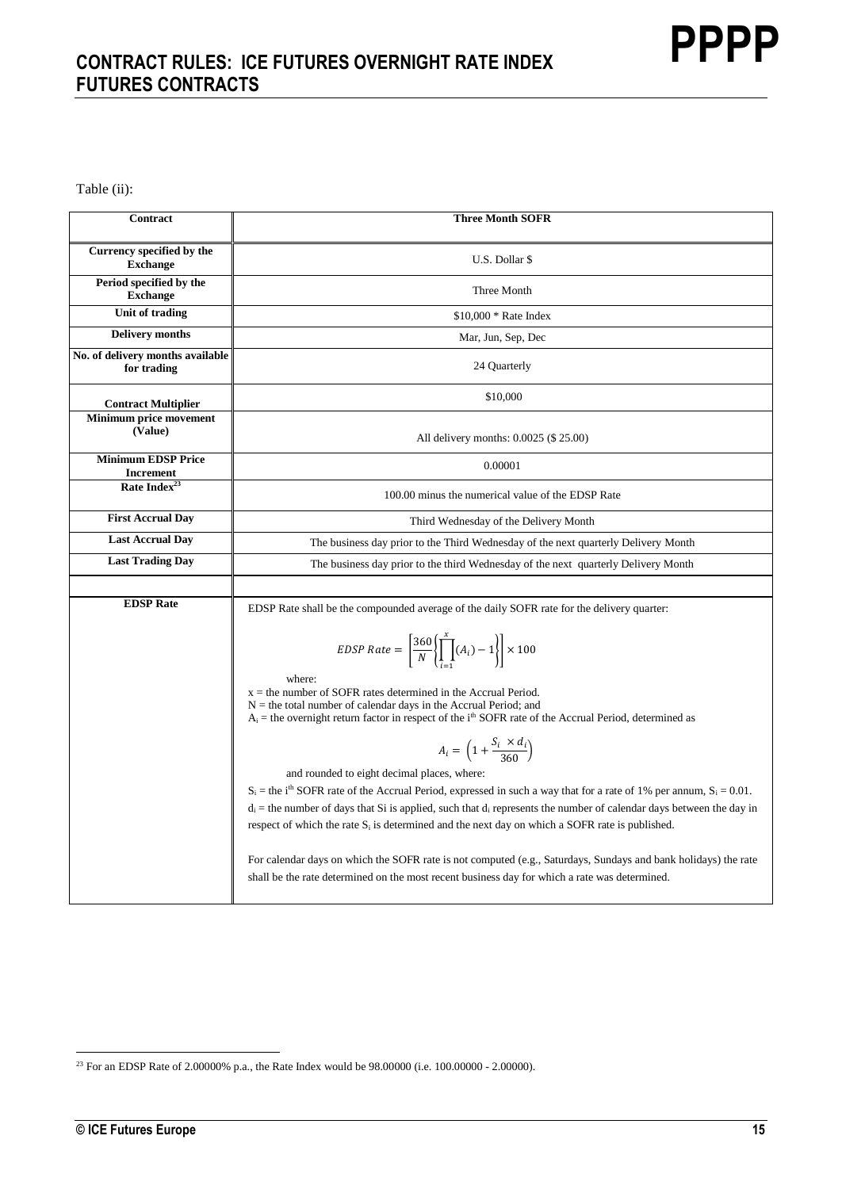Table (ii):

| Contract | Three Month SOFR |
|---|---|
| Currency specified by the Exchange | U.S. Dollar $ |
| Period specified by the Exchange | Three Month |
| Unit of trading | $10,000 * Rate Index |
| Delivery months | Mar, Jun, Sep, Dec |
| No. of delivery months available for trading | 24 Quarterly |
| Contract Multiplier | $10,000 |
| Minimum price movement (Value) | All delivery months: 0.0025 ($ 25.00) |
| Minimum EDSP Price Increment | 0.00001 |
| Rate Index[23] | 100.00 minus the numerical value of the EDSP Rate |
| First Accrual Day | Third Wednesday of the Delivery Month |
| Last Accrual Day | The business day prior to the Third Wednesday of the next quarterly Delivery Month |
| Last Trading Day | The business day prior to the third Wednesday of the next quarterly Delivery Month |
| | |
| EDSP Rate | EDSP Rate shall be the compounded average of the daily SOFR rate for the delivery quarter: $$EDSP\ Rate = \left[\frac{360}{N}\left\{\prod_{i=1}^{x}(A_i) - 1\right\}\right] \times 100$$ where: x = the number of SOFR rates determined in the Accrual Period. N = the total number of calendar days in the Accrual Period; and $A_i$ = the overall return factor in respect of the $i^{th}$ SOFR rate of the Accrual Period, determined as $$A_i = \left(1 + \frac{S_i \times d_i}{360}\right)$$ and rounded to eight decimal places, where: $S_i$ = the $i^{th}$ SOFR rate of the Accrual Period, expressed in such a way that for a rate of 1% per annum, $S_i$ = 0.01. $d_i$ = the number of days that Si is applied, such that $d_i$ represents the number of calendar days between the day in respect of which the rate $S_i$ is determined and the next day on which a SOFR rate is published. For calendar days on which the SOFR rate is not computed (e.g., Saturdays, Sundays and bank holidays) the rate shall be the rate determined on the most recent business day for which a rate was determined. |

[23] For an EDSP Rate of 2.00000% p.a., the Rate Index would be 98.00000 (i.e. 100.00000 - 2.00000).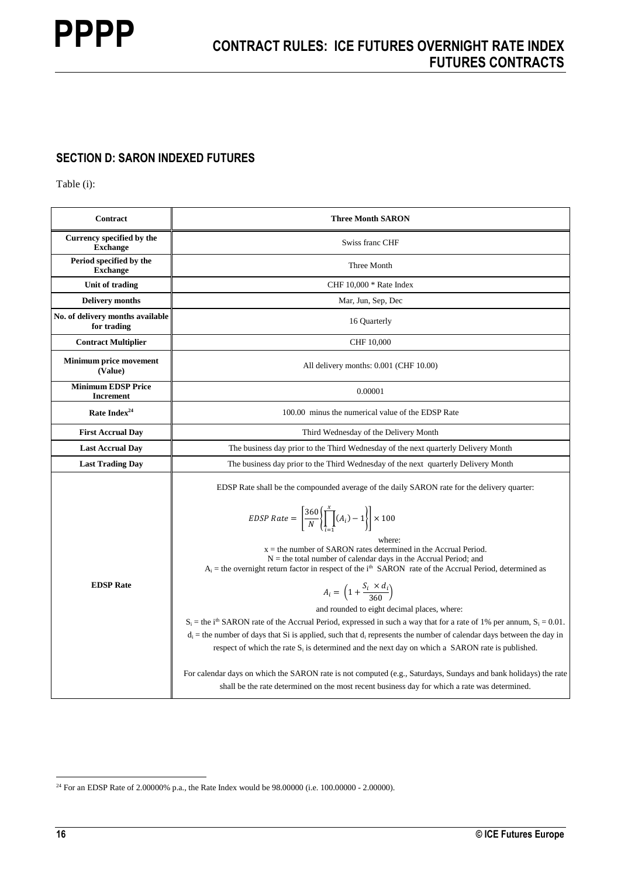## SECTION D: SARON INDEXED FUTURES

Table (i):

| Contract | Three Month SARON |
|---|---|
| Currency specified by the Exchange | Swiss franc CHF |
| Period specified by the Exchange | Three Month |
| Unit of trading | CHF 10,000 * Rate Index |
| Delivery months | Mar, Jun, Sep, Dec |
| No. of delivery months available for trading | 16 Quarterly |
| Contract Multiplier | CHF 10,000 |
| Minimum price movement (Value) | All delivery months: 0.001 (CHF 10.00) |
| Minimum EDSP Price Increment | 0.00001 |
| Rate Index[24] | 100.00 minus the numerical value of the EDSP Rate |
| First Accrual Day | Third Wednesday of the Delivery Month |
| Last Accrual Day | The business day prior to the Third Wednesday of the next quarterly Delivery Month |
| Last Trading Day | The business day prior to the Third Wednesday of the next quarterly Delivery Month |
| EDSP Rate | EDSP Rate shall be the compounded average of the daily SARON rate for the delivery quarter: $$EDSP\ Rate = \left[\frac{360}{N}\left\{\prod_{i=1}^{x}(A_i) - 1\right\}\right] \times 100$$ where: x = the number of SARON rates determined in the Accrual Period. N = the total number of calendar days in the Accrual Period; and $A_i$ = the overnight return factor in respect of the $i^{th}$ SARON rate of the Accrual Period, determined as $$A_i = \left(1 + \frac{S_i \times d_i}{360}\right)$$ and rounded to eight decimal places, where: $S_i$ = the $i^{th}$ SARON rate of the Accrual Period, expressed in such a way that for a rate of 1% per annum, $S_i = 0.01$. $d_i$ = the number of days that Si is applied, such that $d_i$ represents the number of calendar days between the day in respect of which the rate $S_i$ is determined and the next day on which a SARON rate is published. For calendar days on which the SARON rate is not computed (e.g., Saturdays, Sundays and bank holidays) the rate shall be the rate determined on the most recent business day for which a rate was determined. |

[24] For an EDSP Rate of 2.00000% p.a., the Rate Index would be 98.00000 (i.e. 100.00000 - 2.00000).